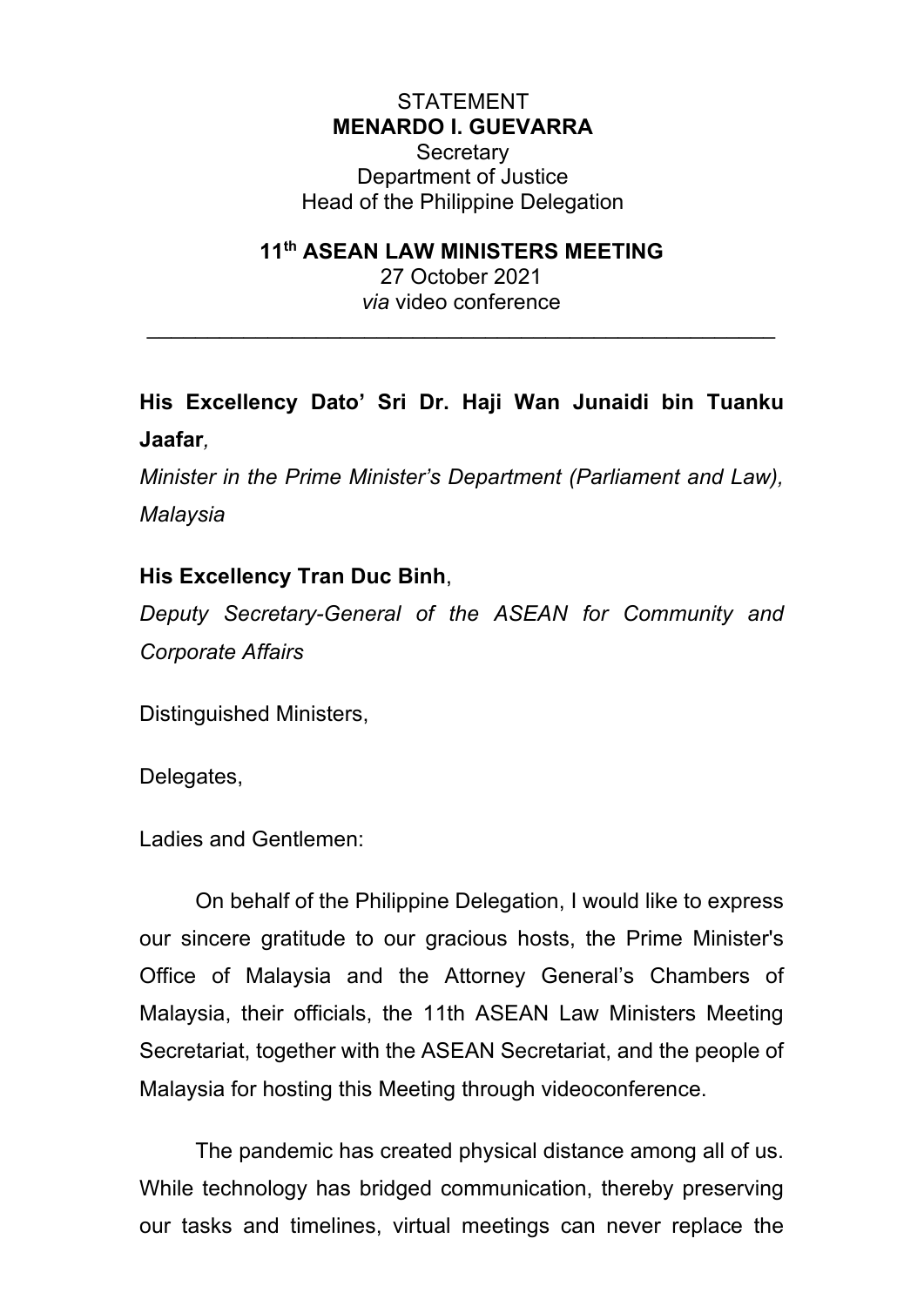STATEMENT

**MENARDO I. GUEVARRA**

Secretary

Department of Justice

Head of the Philippine Delegation

**11th ASEAN LAW MINISTERS MEETING**

27 October 2021

*via* video conference

---

**His Excellency Dato' Sri Dr. Haji Wan Junaidi bin Tuanku Jaafar***,*

*Minister in the Prime Minister's Department (Parliament and Law), Malaysia*

**His Excellency Tran Duc Binh**,

*Deputy Secretary-General of the ASEAN for Community and Corporate Affairs*

Distinguished Ministers,

Delegates,

Ladies and Gentlemen:

On behalf of the Philippine Delegation, I would like to express our sincere gratitude to our gracious hosts, the Prime Minister's Office of Malaysia and the Attorney General's Chambers of Malaysia, their officials, the 11th ASEAN Law Ministers Meeting Secretariat, together with the ASEAN Secretariat, and the people of Malaysia for hosting this Meeting through videoconference.

The pandemic has created physical distance among all of us. While technology has bridged communication, thereby preserving our tasks and timelines, virtual meetings can never replace the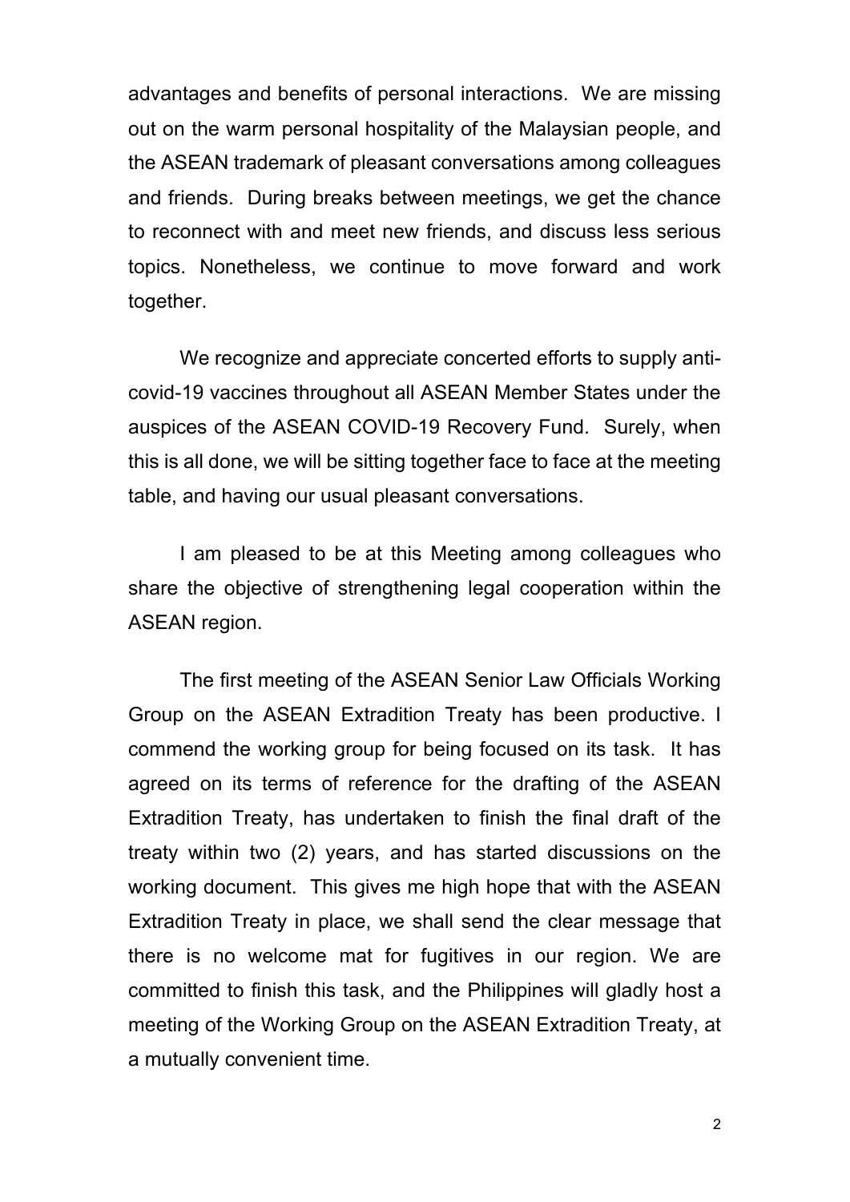advantages and benefits of personal interactions. We are missing out on the warm personal hospitality of the Malaysian people, and the ASEAN trademark of pleasant conversations among colleagues and friends. During breaks between meetings, we get the chance to reconnect with and meet new friends, and discuss less serious topics. Nonetheless, we continue to move forward and work together.

We recognize and appreciate concerted efforts to supply anti-covid-19 vaccines throughout all ASEAN Member States under the auspices of the ASEAN COVID-19 Recovery Fund. Surely, when this is all done, we will be sitting together face to face at the meeting table, and having our usual pleasant conversations.

I am pleased to be at this Meeting among colleagues who share the objective of strengthening legal cooperation within the ASEAN region.

The first meeting of the ASEAN Senior Law Officials Working Group on the ASEAN Extradition Treaty has been productive. I commend the working group for being focused on its task. It has agreed on its terms of reference for the drafting of the ASEAN Extradition Treaty, has undertaken to finish the final draft of the treaty within two (2) years, and has started discussions on the working document. This gives me high hope that with the ASEAN Extradition Treaty in place, we shall send the clear message that there is no welcome mat for fugitives in our region. We are committed to finish this task, and the Philippines will gladly host a meeting of the Working Group on the ASEAN Extradition Treaty, at a mutually convenient time.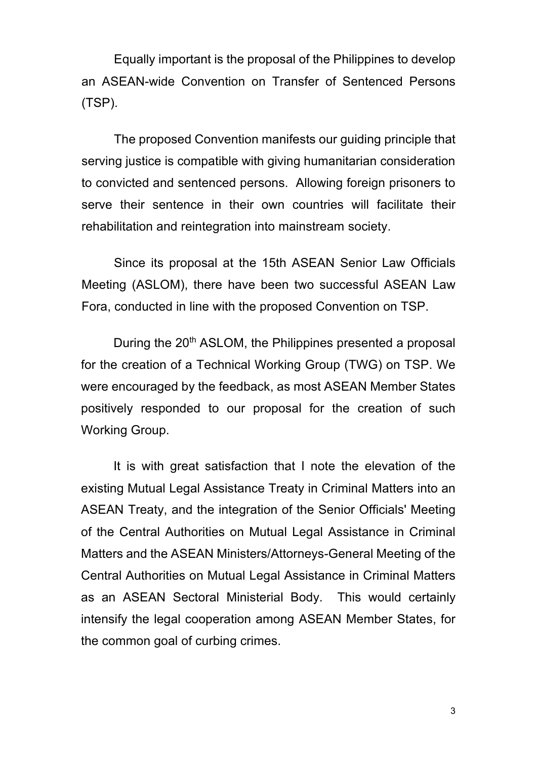Equally important is the proposal of the Philippines to develop an ASEAN-wide Convention on Transfer of Sentenced Persons (TSP).

The proposed Convention manifests our guiding principle that serving justice is compatible with giving humanitarian consideration to convicted and sentenced persons. Allowing foreign prisoners to serve their sentence in their own countries will facilitate their rehabilitation and reintegration into mainstream society.

Since its proposal at the 15th ASEAN Senior Law Officials Meeting (ASLOM), there have been two successful ASEAN Law Fora, conducted in line with the proposed Convention on TSP.

During the 20th ASLOM, the Philippines presented a proposal for the creation of a Technical Working Group (TWG) on TSP. We were encouraged by the feedback, as most ASEAN Member States positively responded to our proposal for the creation of such Working Group.

It is with great satisfaction that I note the elevation of the existing Mutual Legal Assistance Treaty in Criminal Matters into an ASEAN Treaty, and the integration of the Senior Officials' Meeting of the Central Authorities on Mutual Legal Assistance in Criminal Matters and the ASEAN Ministers/Attorneys-General Meeting of the Central Authorities on Mutual Legal Assistance in Criminal Matters as an ASEAN Sectoral Ministerial Body. This would certainly intensify the legal cooperation among ASEAN Member States, for the common goal of curbing crimes.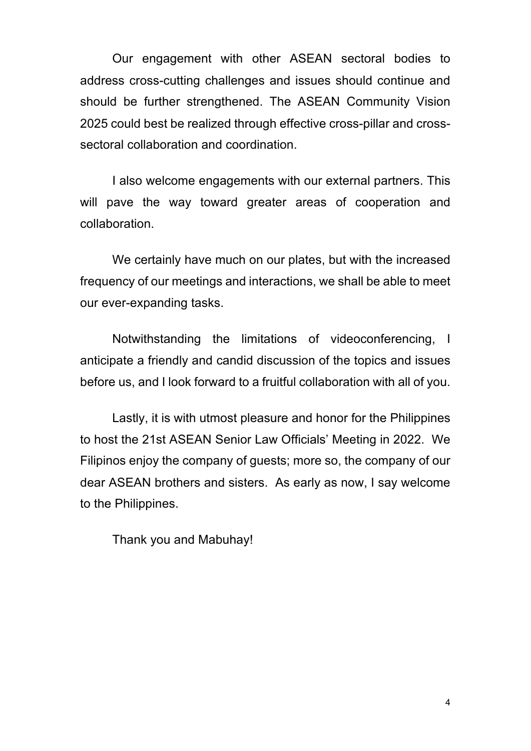Our engagement with other ASEAN sectoral bodies to address cross-cutting challenges and issues should continue and should be further strengthened. The ASEAN Community Vision 2025 could best be realized through effective cross-pillar and cross-sectoral collaboration and coordination.

I also welcome engagements with our external partners. This will pave the way toward greater areas of cooperation and collaboration.

We certainly have much on our plates, but with the increased frequency of our meetings and interactions, we shall be able to meet our ever-expanding tasks.

Notwithstanding the limitations of videoconferencing, I anticipate a friendly and candid discussion of the topics and issues before us, and I look forward to a fruitful collaboration with all of you.

Lastly, it is with utmost pleasure and honor for the Philippines to host the 21st ASEAN Senior Law Officials' Meeting in 2022. We Filipinos enjoy the company of guests; more so, the company of our dear ASEAN brothers and sisters. As early as now, I say welcome to the Philippines.

Thank you and Mabuhay!